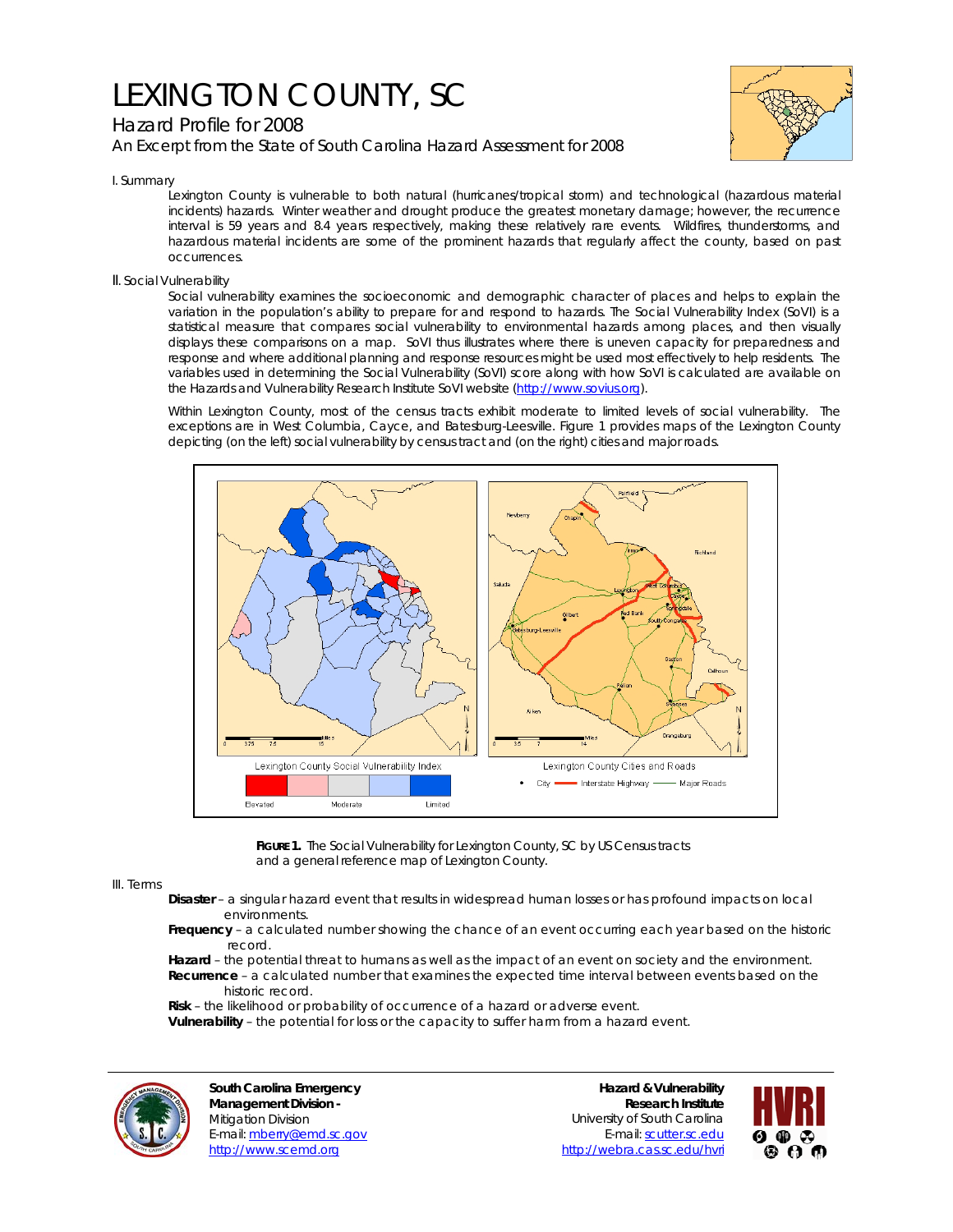# LEXINGTON COUNTY, SC

## Hazard Profile for 2008

An Excerpt from the State of South Carolina Hazard Assessment for 2008

### I. Summary

Lexington County is vulnerable to both natural (hurricanes/tropical storm) and technological (hazardous material incidents) hazards. Winter weather and drought produce the greatest monetary damage; however, the recurrence interval is 59 years and 8.4 years respectively, making these relatively rare events. Wildfires, thunderstorms, and hazardous material incidents are some of the prominent hazards that regularly affect the county, based on past occurrences.

### II. Social Vulnerability

Social vulnerability examines the socioeconomic and demographic character of places and helps to explain the variation in the population's ability to prepare for and respond to hazards. The Social Vulnerability Index (SoVI) is a statistical measure that compares social vulnerability to environmental hazards among places, and then visually displays these comparisons on a map. SoVI thus illustrates where there is uneven capacity for preparedness and response and where additional planning and response resources might be used most effectively to help residents. The variables used in determining the Social Vulnerability (SoVI) score along with how SoVI is calculated are available on the Hazards and Vulnerability Research Institute SoVI website (http://www.sovius.org).

Within Lexington County, most of the census tracts exhibit moderate to limited levels of social vulnerability. The exceptions are in West Columbia, Cayce, and Batesburg-Leesville. Figure 1 provides maps of the Lexington County depicting (on the left) social vulnerability by census tract and (on the right) cities and major roads.

**FIGURE 1.** The Social Vulnerability for Lexington County, SC by US Census tracts and a general reference map of Lexington County.

### III. Terms

**Disaster** – a singular hazard event that results in widespread human losses or has profound impacts on local environments.

**Frequency** – a calculated number showing the chance of an event occurring each year based on the historic record.

**Hazard** – the potential threat to humans as well as the impact of an event on society and the environment.

**Recurrence** – a calculated number that examines the expected time interval between events based on the historic record.

**Risk** – the likelihood or probability of occurrence of a hazard or adverse event.

**Vulnerability** – the potential for loss or the capacity to suffer harm from a hazard event.

**South Carolina Emergency Management Division -**
Mitigation Division
E-mail: mberry@emd.sc.gov
http://www.scemd.org

**Hazard & Vulnerability Research Institute**
University of South Carolina
E-mail: scutter.sc.edu
http://webra.cas.sc.edu/hvri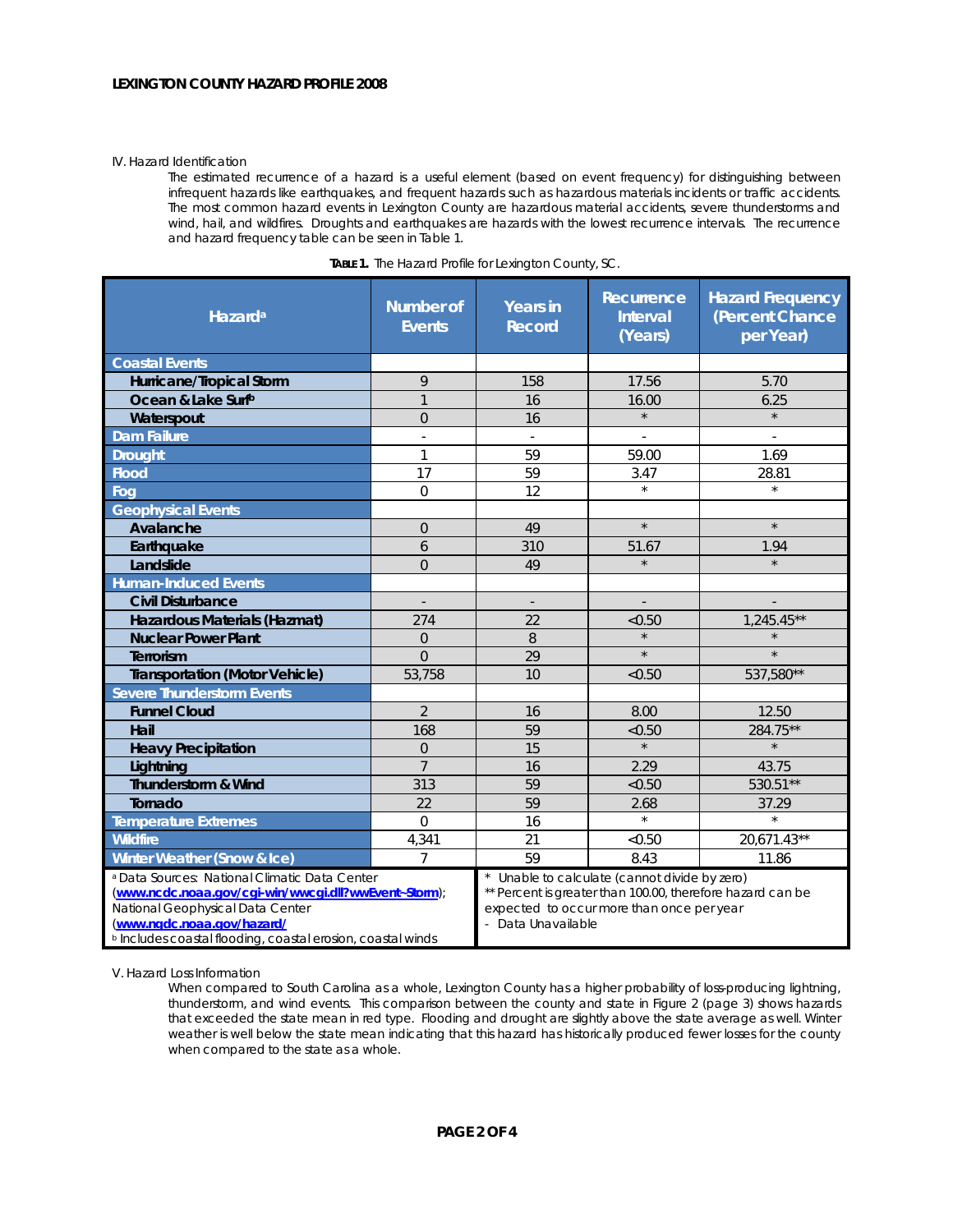IV. Hazard Identification

The estimated recurrence of a hazard is a useful element (based on event frequency) for distinguishing between infrequent hazards like earthquakes, and frequent hazards such as hazardous materials incidents or traffic accidents. The most common hazard events in Lexington County are hazardous material accidents, severe thunderstorms and wind, hail, and wildfires. Droughts and earthquakes are hazards with the lowest recurrence intervals. The recurrence and hazard frequency table can be seen in Table 1.

**TABLE 1.** The Hazard Profile for Lexington County, SC.

| Hazard[a] | Number of Events | Years in Record | Recurrence Interval (Years) | Hazard Frequency (Percent Chance per Year) |
|---|---|---|---|---|
| **Coastal Events** | | | | |
| Hurricane/Tropical Storm | 9 | 158 | 17.56 | 5.70 |
| Ocean & Lake Surf[b] | 1 | 16 | 16.00 | 6.25 |
| Waterspout | 0 | 16 | * | * |
| **Dam Failure** | - | - | - | - |
| **Drought** | 1 | 59 | 59.00 | 1.69 |
| **Flood** | 17 | 59 | 3.47 | 28.81 |
| **Fog** | 0 | 12 | * | * |
| **Geophysical Events** | | | | |
| Avalanche | 0 | 49 | * | * |
| Earthquake | 6 | 310 | 51.67 | 1.94 |
| Landslide | 0 | 49 | * | * |
| **Human-Induced Events** | | | | |
| Civil Disturbance | - | - | - | - |
| Hazardous Materials (Hazmat) | 274 | 22 | <0.50 | 1,245.45** |
| Nuclear Power Plant | 0 | 8 | * | * |
| Terrorism | 0 | 29 | * | * |
| Transportation (Motor Vehicle) | 53,758 | 10 | <0.50 | 537,580** |
| **Severe Thunderstorm Events** | | | | |
| Funnel Cloud | 2 | 16 | 8.00 | 12.50 |
| Hail | 168 | 59 | <0.50 | 284.75** |
| Heavy Precipitation | 0 | 15 | * | * |
| Lightning | 7 | 16 | 2.29 | 43.75 |
| Thunderstorm & Wind | 313 | 59 | <0.50 | 530.51** |
| Tornado | 22 | 59 | 2.68 | 37.29 |
| **Temperature Extremes** | 0 | 16 | * | * |
| **Wildfire** | 4,341 | 21 | <0.50 | 20,671.43** |
| **Winter Weather (Snow & Ice)** | 7 | 59 | 8.43 | 11.86 |

[a] Data Sources: National Climatic Data Center (**www.ncdc.noaa.gov/cgi-win/wwcgi.dll?wwEvent~Storm**); National Geophysical Data Center (**www.ngdc.noaa.gov/hazard/**)
[b] Includes coastal flooding, coastal erosion, coastal winds

\* Unable to calculate (cannot divide by zero)
** Percent is greater than 100.00, therefore hazard can be expected to occur more than once per year
\- Data Unavailable

V. Hazard Loss Information

When compared to South Carolina as a whole, Lexington County has a higher probability of loss-producing lightning, thunderstorm, and wind events. This comparison between the county and state in Figure 2 (page 3) shows hazards that exceeded the state mean in red type. Flooding and drought are slightly above the state average as well. Winter weather is well below the state mean indicating that this hazard has historically produced fewer losses for the county when compared to the state as a whole.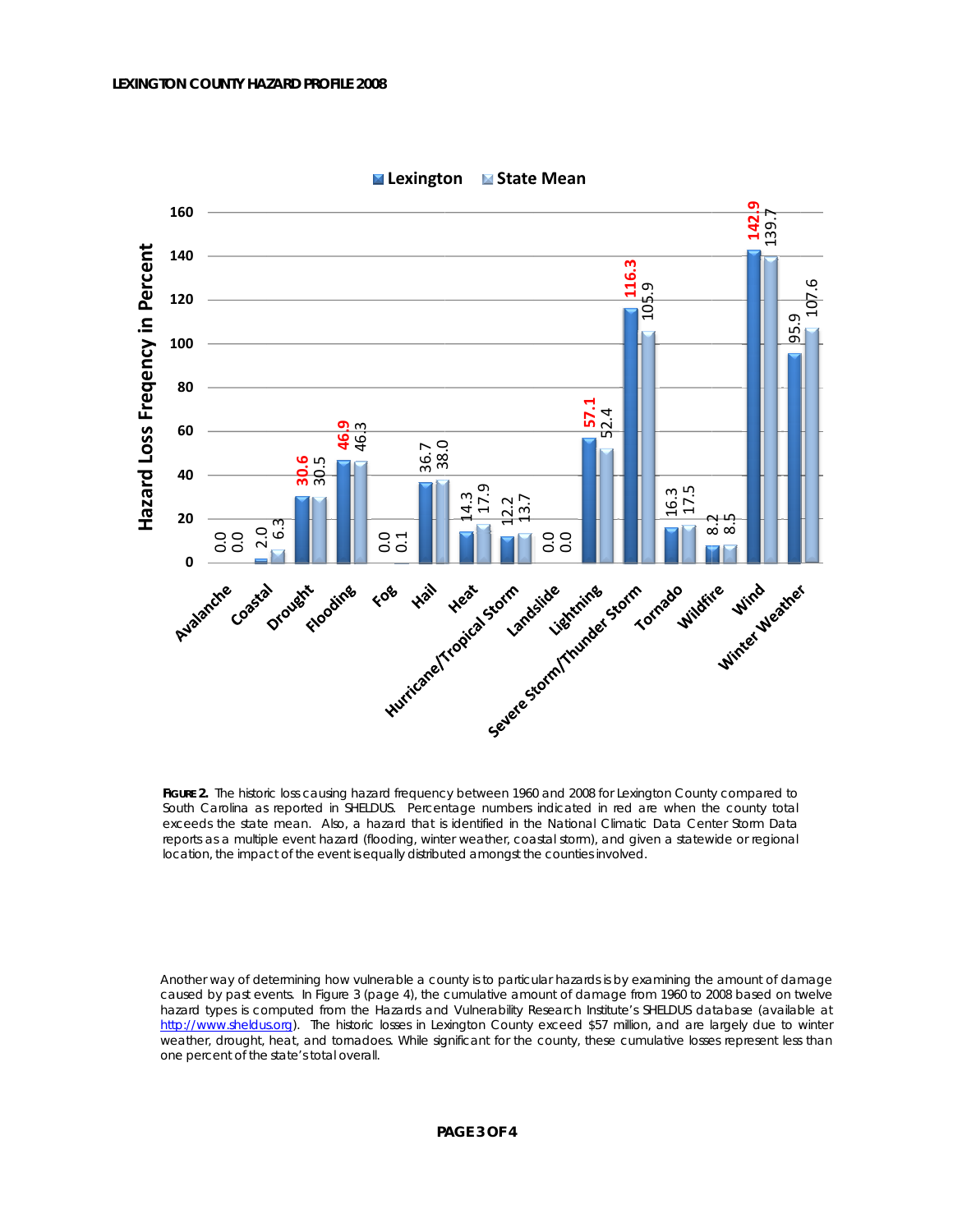| Hazard | Lexington | State Mean |
| --- | --- | --- |
| Avalanche | 0.0 | 0.0 |
| Coastal | 2.0 | 6.3 |
| Drought | **30.6** | 30.5 |
| Flooding | **46.9** | 46.3 |
| Fog | 0.0 | 0.1 |
| Hail | 36.7 | 38.0 |
| Heat | 14.3 | 17.9 |
| Hurricane/Tropical Storm | 12.2 | 13.7 |
| Landslide | 0.0 | 0.0 |
| Lightning | **57.1** | 52.4 |
| Severe Storm/Thunder Storm | **116.3** | 105.9 |
| Tornado | 16.3 | 17.5 |
| Wildfire | 8.2 | 8.5 |
| Wind | **142.9** | 139.7 |
| Winter Weather | 95.9 | 107.6 |

Hazard Loss Freqency in Percent

**FIGURE 2.** The historic loss causing hazard frequency between 1960 and 2008 for Lexington County compared to South Carolina as reported in SHELDUS. Percentage numbers indicated in red are when the county total exceeds the state mean. Also, a hazard that is identified in the National Climatic Data Center Storm Data reports as a multiple event hazard (flooding, winter weather, coastal storm), and given a statewide or regional location, the impact of the event is equally distributed amongst the counties involved.

Another way of determining how vulnerable a county is to particular hazards is by examining the amount of damage caused by past events. In Figure 3 (page 4), the cumulative amount of damage from 1960 to 2008 based on twelve hazard types is computed from the Hazards and Vulnerability Research Institute's SHELDUS database (available at http://www.sheldus.org). The historic losses in Lexington County exceed $57 million, and are largely due to winter weather, drought, heat, and tornadoes. While significant for the county, these cumulative losses represent less than one percent of the state's total overall.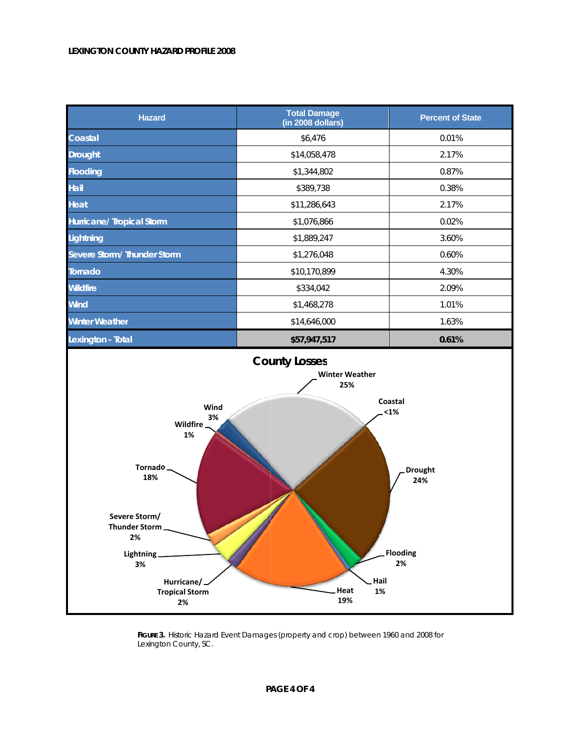| Hazard | Total Damage (in 2008 dollars) | Percent of State |
|---|---|---|
| Coastal | $6,476 | 0.01% |
| Drought | $14,058,478 | 2.17% |
| Flooding | $1,344,802 | 0.87% |
| Hail | $389,738 | 0.38% |
| Heat | $11,286,643 | 2.17% |
| Hurricane/ Tropical Storm | $1,076,866 | 0.02% |
| Lightning | $1,889,247 | 3.60% |
| Severe Storm/ Thunder Storm | $1,276,048 | 0.60% |
| Tornado | $10,170,899 | 4.30% |
| Wildfire | $334,042 | 2.09% |
| Wind | $1,468,278 | 1.01% |
| Winter Weather | $14,646,000 | 1.63% |
| **Lexington - Total** | **$57,947,517** | **0.61%** |

County Losses

Winter Weather 25%

Coastal <1%

Drought 24%

Flooding 2%

Hail 1%

Heat 19%

Hurricane/ Tropical Storm 2%

Lightning 3%

Severe Storm/ Thunder Storm 2%

Tornado 18%

Wildfire 1%

Wind 3%

**FIGURE 3.** Historic Hazard Event Damages (property and crop) between 1960 and 2008 for Lexington County, SC.